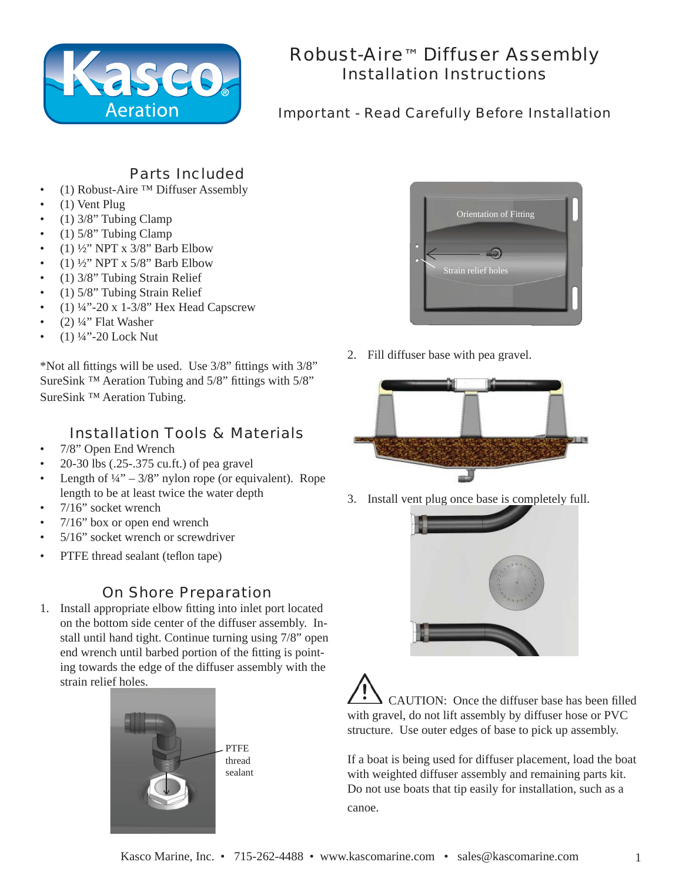# Robust-Aire™ Diffuser Assembly

## Installation Instructions

**Important - Read Carefully Before Installation**

## Parts Included

- (1) Robust-Aire ™ Diffuser Assembly
- (1) Vent Plug
- (1) 3/8" Tubing Clamp
- (1) 5/8" Tubing Clamp
- (1) ½" NPT x 3/8" Barb Elbow
- (1) ½" NPT x 5/8" Barb Elbow
- (1) 3/8" Tubing Strain Relief
- (1) 5/8" Tubing Strain Relief
- (1) ¼"-20 x 1-3/8" Hex Head Capscrew
- (2) ¼" Flat Washer
- (1) ¼"-20 Lock Nut

*Not all fittings will be used. Use 3/8" fittings with 3/8" SureSink ™ Aeration Tubing and 5/8" fittings with 5/8" SureSink ™ Aeration Tubing.

## Installation Tools & Materials

- 7/8" Open End Wrench
- 20-30 lbs (.25-.375 cu.ft.) of pea gravel
- Length of ¼" – 3/8" nylon rope (or equivalent). Rope length to be at least twice the water depth
- 7/16" socket wrench
- 7/16" box or open end wrench
- 5/16" socket wrench or screwdriver
- PTFE thread sealant (teflon tape)

## On Shore Preparation

1. Install appropriate elbow fitting into inlet port located on the bottom side center of the diffuser assembly. Install until hand tight. Continue turning using 7/8" open end wrench until barbed portion of the fitting is pointing towards the edge of the diffuser assembly with the strain relief holes.

PTFE thread sealant

Orientation of Fitting

Strain relief holes

2. Fill diffuser base with pea gravel.

3. Install vent plug once base is completely full.

⚠ CAUTION: Once the diffuser base has been filled with gravel, do not lift assembly by diffuser hose or PVC structure. Use outer edges of base to pick up assembly.

If a boat is being used for diffuser placement, load the boat with weighted diffuser assembly and remaining parts kit. Do not use boats that tip easily for installation, such as a canoe.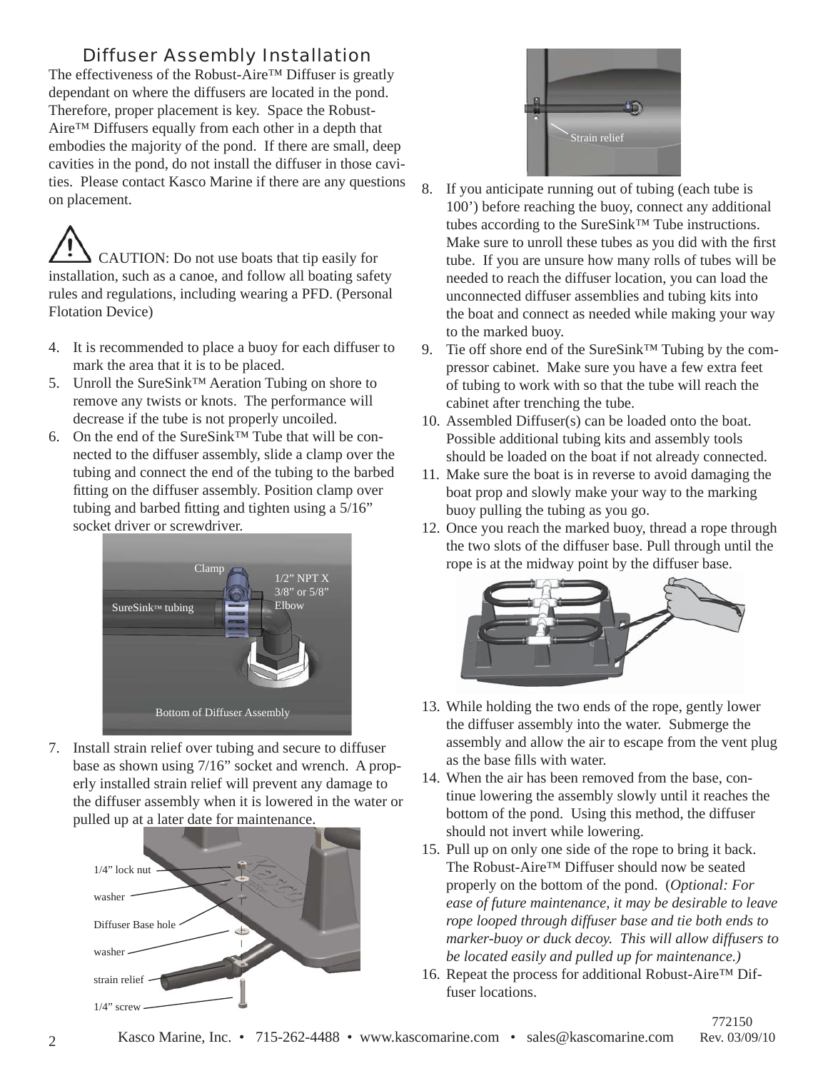## Diffuser Assembly Installation

The effectiveness of the Robust-Aire™ Diffuser is greatly dependant on where the diffusers are located in the pond. Therefore, proper placement is key. Space the Robust-Aire™ Diffusers equally from each other in a depth that embodies the majority of the pond. If there are small, deep cavities in the pond, do not install the diffuser in those cavities. Please contact Kasco Marine if there are any questions on placement.

CAUTION: Do not use boats that tip easily for installation, such as a canoe, and follow all boating safety rules and regulations, including wearing a PFD. (Personal Flotation Device)

4. It is recommended to place a buoy for each diffuser to mark the area that it is to be placed.
5. Unroll the SureSink™ Aeration Tubing on shore to remove any twists or knots. The performance will decrease if the tube is not properly uncoiled.
6. On the end of the SureSink™ Tube that will be connected to the diffuser assembly, slide a clamp over the tubing and connect the end of the tubing to the barbed fitting on the diffuser assembly. Position clamp over tubing and barbed fitting and tighten using a 5/16" socket driver or screwdriver.

Clamp
1/2" NPT X 3/8" or 5/8" Elbow
SureSink™ tubing
Bottom of Diffuser Assembly

7. Install strain relief over tubing and secure to diffuser base as shown using 7/16" socket and wrench. A properly installed strain relief will prevent any damage to the diffuser assembly when it is lowered in the water or pulled up at a later date for maintenance.

1/4" lock nut
washer
Diffuser Base hole
washer
strain relief
1/4" screw

Strain relief

8. If you anticipate running out of tubing (each tube is 100') before reaching the buoy, connect any additional tubes according to the SureSink™ Tube instructions. Make sure to unroll these tubes as you did with the first tube. If you are unsure how many rolls of tubes will be needed to reach the diffuser location, you can load the unconnected diffuser assemblies and tubing kits into the boat and connect as needed while making your way to the marked buoy.
9. Tie off shore end of the SureSink™ Tubing by the compressor cabinet. Make sure you have a few extra feet of tubing to work with so that the tube will reach the cabinet after trenching the tube.
10. Assembled Diffuser(s) can be loaded onto the boat. Possible additional tubing kits and assembly tools should be loaded on the boat if not already connected.
11. Make sure the boat is in reverse to avoid damaging the boat prop and slowly make your way to the marking buoy pulling the tubing as you go.
12. Once you reach the marked buoy, thread a rope through the two slots of the diffuser base. Pull through until the rope is at the midway point by the diffuser base.
13. While holding the two ends of the rope, gently lower the diffuser assembly into the water. Submerge the assembly and allow the air to escape from the vent plug as the base fills with water.
14. When the air has been removed from the base, continue lowering the assembly slowly until it reaches the bottom of the pond. Using this method, the diffuser should not invert while lowering.
15. Pull up on only one side of the rope to bring it back. The Robust-Aire™ Diffuser should now be seated properly on the bottom of the pond. (*Optional: For ease of future maintenance, it may be desirable to leave rope looped through diffuser base and tie both ends to marker-buoy or duck decoy. This will allow diffusers to be located easily and pulled up for maintenance.*)
16. Repeat the process for additional Robust-Aire™ Diffuser locations.

Kasco Marine, Inc. • 715-262-4488 • www.kascomarine.com • sales@kascomarine.com

772150
Rev. 03/09/10